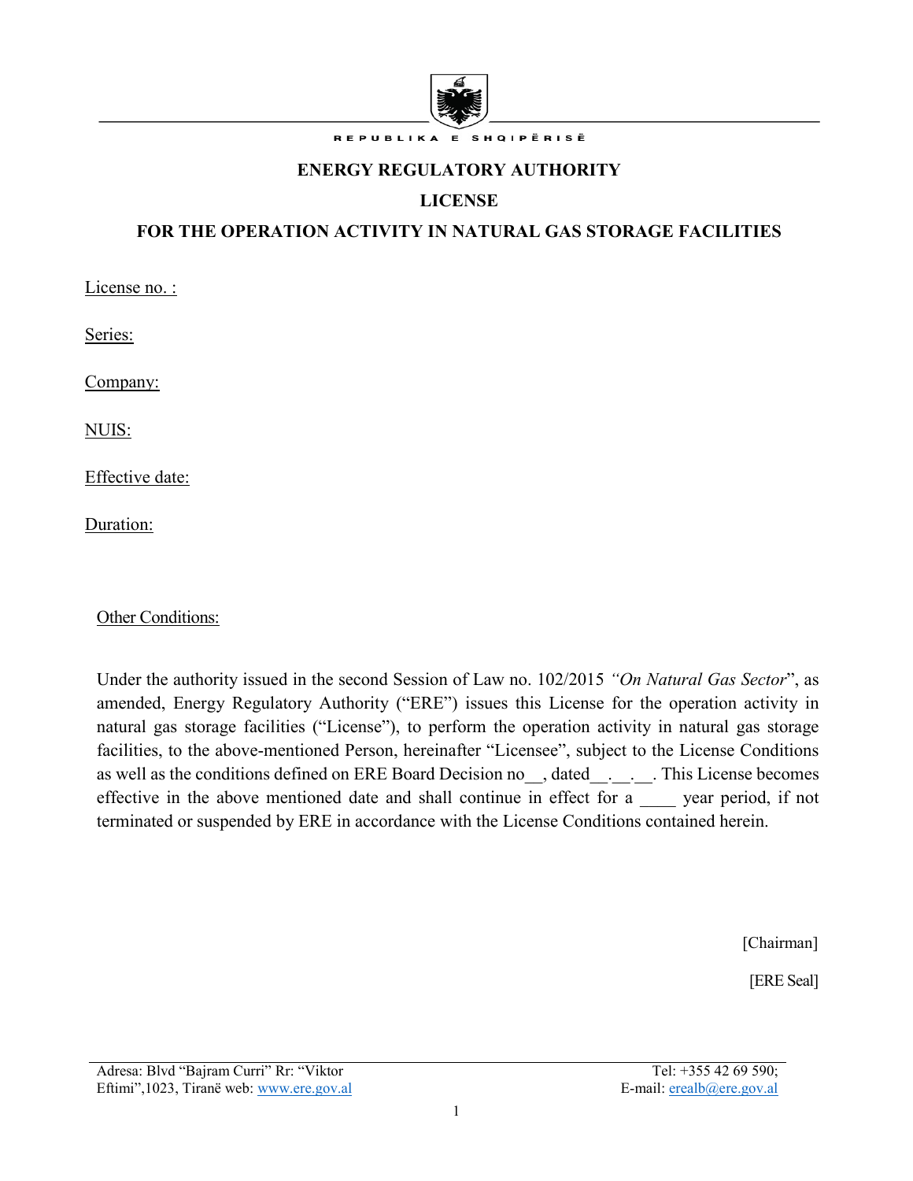REPUBLIKA E SHQIPËRISË

**ENERGY REGULATORY AUTHORITY**

**LICENSE**

**FOR THE OPERATION ACTIVITY IN NATURAL GAS STORAGE FACILITIES**

License no. :

Series:

Company:

NUIS:

Effective date:

Duration:

Other Conditions:

Under the authority issued in the second Session of Law no. 102/2015 *"On Natural Gas Sector*", as amended, Energy Regulatory Authority ("ERE") issues this License for the operation activity in natural gas storage facilities ("License"), to perform the operation activity in natural gas storage facilities, to the above-mentioned Person, hereinafter "Licensee", subject to the License Conditions as well as the conditions defined on ERE Board Decision no__, dated__.__.__. This License becomes effective in the above mentioned date and shall continue in effect for a ____ year period, if not terminated or suspended by ERE in accordance with the License Conditions contained herein.

[Chairman]

[ERE Seal]

Adresa: Blvd "Bajram Curri" Rr: "Viktor Eftimi",1023, Tiranë web: www.ere.gov.al

Tel: +355 42 69 590; E-mail: erealb@ere.gov.al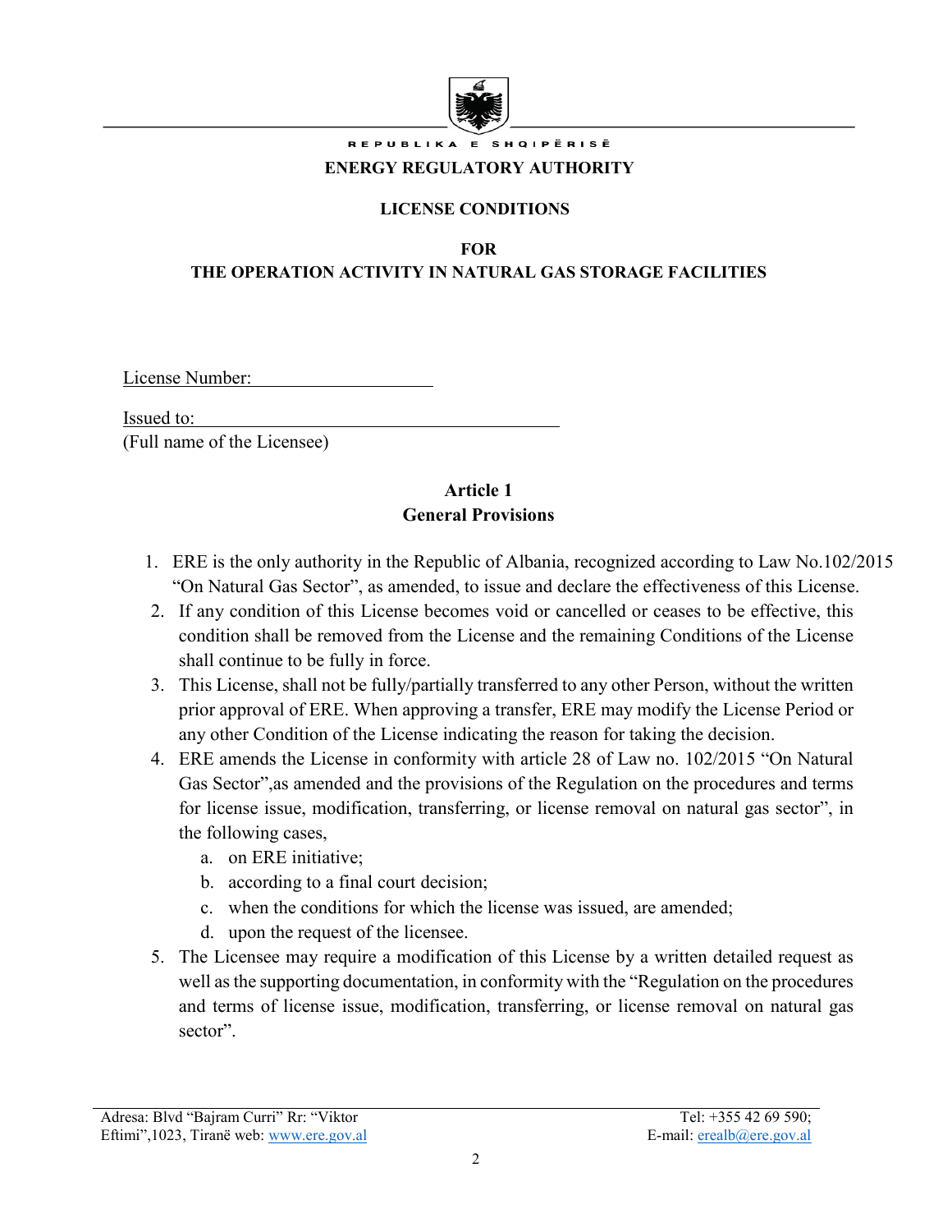REPUBLIKA E SHQIPËRISË

**ENERGY REGULATORY AUTHORITY**

**LICENSE CONDITIONS**

**FOR**
**THE OPERATION ACTIVITY IN NATURAL GAS STORAGE FACILITIES**

License Number: ____________________

Issued to: ________________________________________
(Full name of the Licensee)

## Article 1
## General Provisions

1. ERE is the only authority in the Republic of Albania, recognized according to Law No.102/2015 "On Natural Gas Sector", as amended, to issue and declare the effectiveness of this License.
2. If any condition of this License becomes void or cancelled or ceases to be effective, this condition shall be removed from the License and the remaining Conditions of the License shall continue to be fully in force.
3. This License, shall not be fully/partially transferred to any other Person, without the written prior approval of ERE. When approving a transfer, ERE may modify the License Period or any other Condition of the License indicating the reason for taking the decision.
4. ERE amends the License in conformity with article 28 of Law no. 102/2015 "On Natural Gas Sector",as amended and the provisions of the Regulation on the procedures and terms for license issue, modification, transferring, or license removal on natural gas sector", in the following cases,
   a. on ERE initiative;
   b. according to a final court decision;
   c. when the conditions for which the license was issued, are amended;
   d. upon the request of the licensee.
5. The Licensee may require a modification of this License by a written detailed request as well as the supporting documentation, in conformity with the "Regulation on the procedures and terms of license issue, modification, transferring, or license removal on natural gas sector".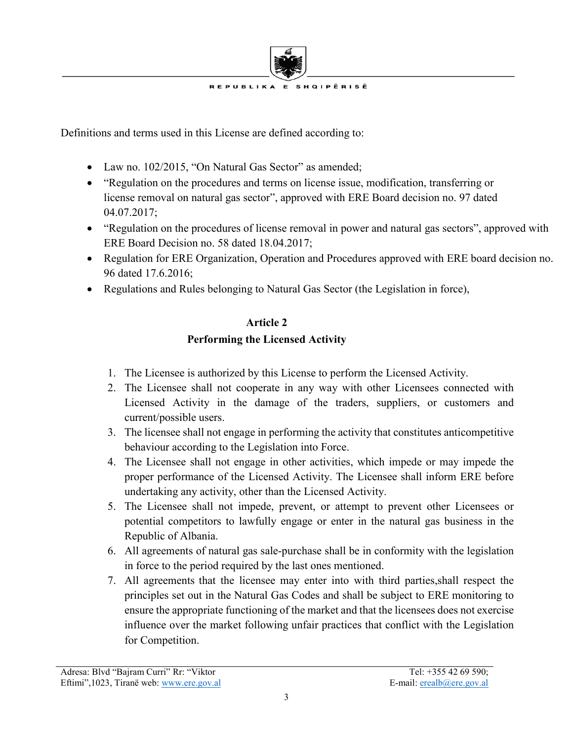Definitions and terms used in this License are defined according to:

- Law no. 102/2015, "On Natural Gas Sector" as amended;
- "Regulation on the procedures and terms on license issue, modification, transferring or license removal on natural gas sector", approved with ERE Board decision no. 97 dated 04.07.2017;
- "Regulation on the procedures of license removal in power and natural gas sectors", approved with ERE Board Decision no. 58 dated 18.04.2017;
- Regulation for ERE Organization, Operation and Procedures approved with ERE board decision no. 96 dated 17.6.2016;
- Regulations and Rules belonging to Natural Gas Sector (the Legislation in force),

## Article 2
## Performing the Licensed Activity

1. The Licensee is authorized by this License to perform the Licensed Activity.
2. The Licensee shall not cooperate in any way with other Licensees connected with Licensed Activity in the damage of the traders, suppliers, or customers and current/possible users.
3. The licensee shall not engage in performing the activity that constitutes anticompetitive behaviour according to the Legislation into Force.
4. The Licensee shall not engage in other activities, which impede or may impede the proper performance of the Licensed Activity. The Licensee shall inform ERE before undertaking any activity, other than the Licensed Activity.
5. The Licensee shall not impede, prevent, or attempt to prevent other Licensees or potential competitors to lawfully engage or enter in the natural gas business in the Republic of Albania.
6. All agreements of natural gas sale-purchase shall be in conformity with the legislation in force to the period required by the last ones mentioned.
7. All agreements that the licensee may enter into with third parties,shall respect the principles set out in the Natural Gas Codes and shall be subject to ERE monitoring to ensure the appropriate functioning of the market and that the licensees does not exercise influence over the market following unfair practices that conflict with the Legislation for Competition.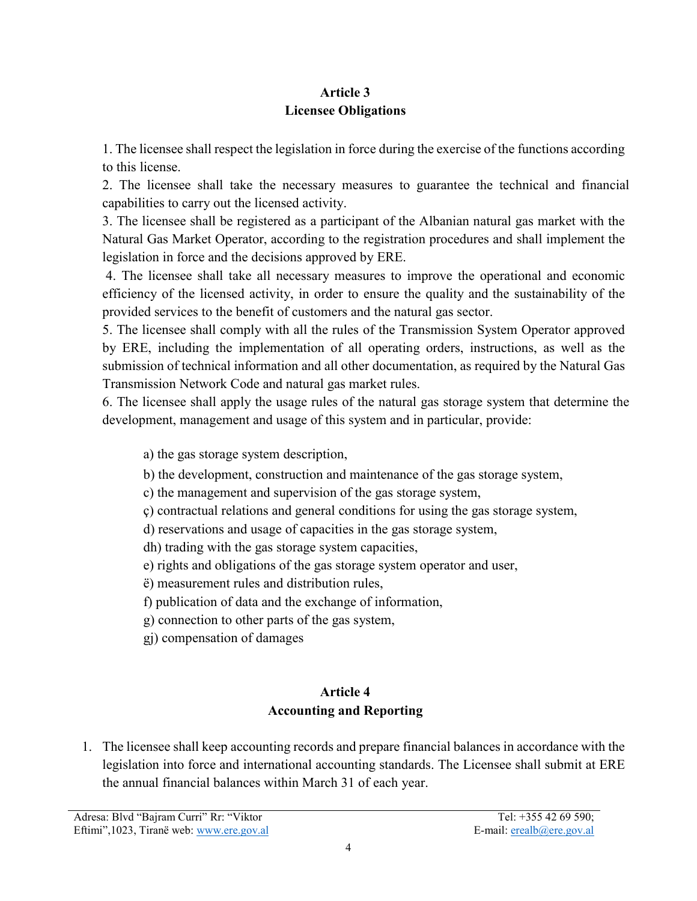## Article 3
## Licensee Obligations

1. The licensee shall respect the legislation in force during the exercise of the functions according to this license.
2. The licensee shall take the necessary measures to guarantee the technical and financial capabilities to carry out the licensed activity.
3. The licensee shall be registered as a participant of the Albanian natural gas market with the Natural Gas Market Operator, according to the registration procedures and shall implement the legislation in force and the decisions approved by ERE.
4. The licensee shall take all necessary measures to improve the operational and economic efficiency of the licensed activity, in order to ensure the quality and the sustainability of the provided services to the benefit of customers and the natural gas sector.
5. The licensee shall comply with all the rules of the Transmission System Operator approved by ERE, including the implementation of all operating orders, instructions, as well as the submission of technical information and all other documentation, as required by the Natural Gas Transmission Network Code and natural gas market rules.
6. The licensee shall apply the usage rules of the natural gas storage system that determine the development, management and usage of this system and in particular, provide:

   a) the gas storage system description,

   b) the development, construction and maintenance of the gas storage system,

   c) the management and supervision of the gas storage system,

   ç) contractual relations and general conditions for using the gas storage system,

   d) reservations and usage of capacities in the gas storage system,

   dh) trading with the gas storage system capacities,

   e) rights and obligations of the gas storage system operator and user,

   ë) measurement rules and distribution rules,

   f) publication of data and the exchange of information,

   g) connection to other parts of the gas system,

   gj) compensation of damages

## Article 4
## Accounting and Reporting

1. The licensee shall keep accounting records and prepare financial balances in accordance with the legislation into force and international accounting standards. The Licensee shall submit at ERE the annual financial balances within March 31 of each year.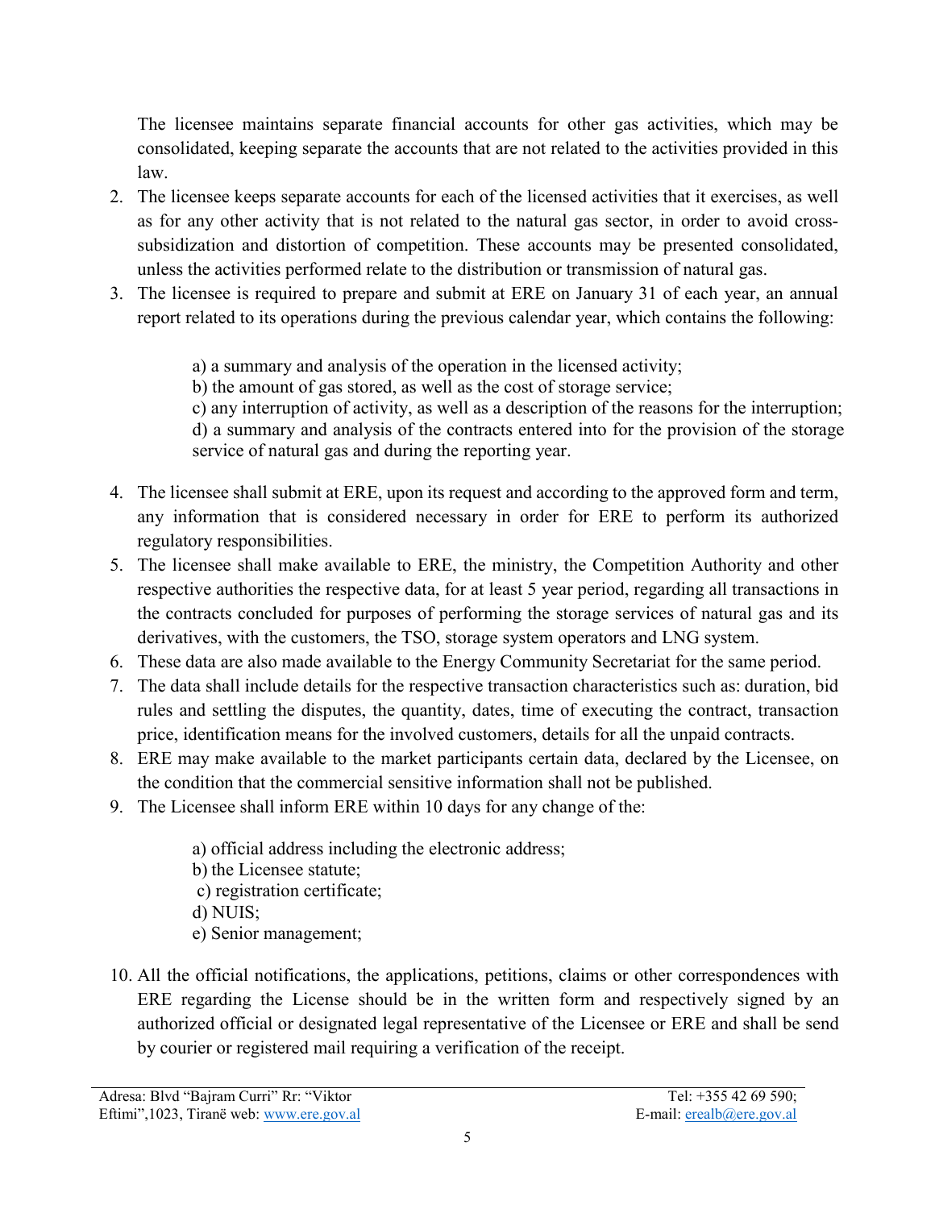The licensee maintains separate financial accounts for other gas activities, which may be consolidated, keeping separate the accounts that are not related to the activities provided in this law.

2. The licensee keeps separate accounts for each of the licensed activities that it exercises, as well as for any other activity that is not related to the natural gas sector, in order to avoid cross-subsidization and distortion of competition. These accounts may be presented consolidated, unless the activities performed relate to the distribution or transmission of natural gas.
3. The licensee is required to prepare and submit at ERE on January 31 of each year, an annual report related to its operations during the previous calendar year, which contains the following:

   a) a summary and analysis of the operation in the licensed activity;
   b) the amount of gas stored, as well as the cost of storage service;
   c) any interruption of activity, as well as a description of the reasons for the interruption;
   d) a summary and analysis of the contracts entered into for the provision of the storage service of natural gas and during the reporting year.

4. The licensee shall submit at ERE, upon its request and according to the approved form and term, any information that is considered necessary in order for ERE to perform its authorized regulatory responsibilities.
5. The licensee shall make available to ERE, the ministry, the Competition Authority and other respective authorities the respective data, for at least 5 year period, regarding all transactions in the contracts concluded for purposes of performing the storage services of natural gas and its derivatives, with the customers, the TSO, storage system operators and LNG system.
6. These data are also made available to the Energy Community Secretariat for the same period.
7. The data shall include details for the respective transaction characteristics such as: duration, bid rules and settling the disputes, the quantity, dates, time of executing the contract, transaction price, identification means for the involved customers, details for all the unpaid contracts.
8. ERE may make available to the market participants certain data, declared by the Licensee, on the condition that the commercial sensitive information shall not be published.
9. The Licensee shall inform ERE within 10 days for any change of the:

   a) official address including the electronic address;
   b) the Licensee statute;
   c) registration certificate;
   d) NUIS;
   e) Senior management;

10. All the official notifications, the applications, petitions, claims or other correspondences with ERE regarding the License should be in the written form and respectively signed by an authorized official or designated legal representative of the Licensee or ERE and shall be send by courier or registered mail requiring a verification of the receipt.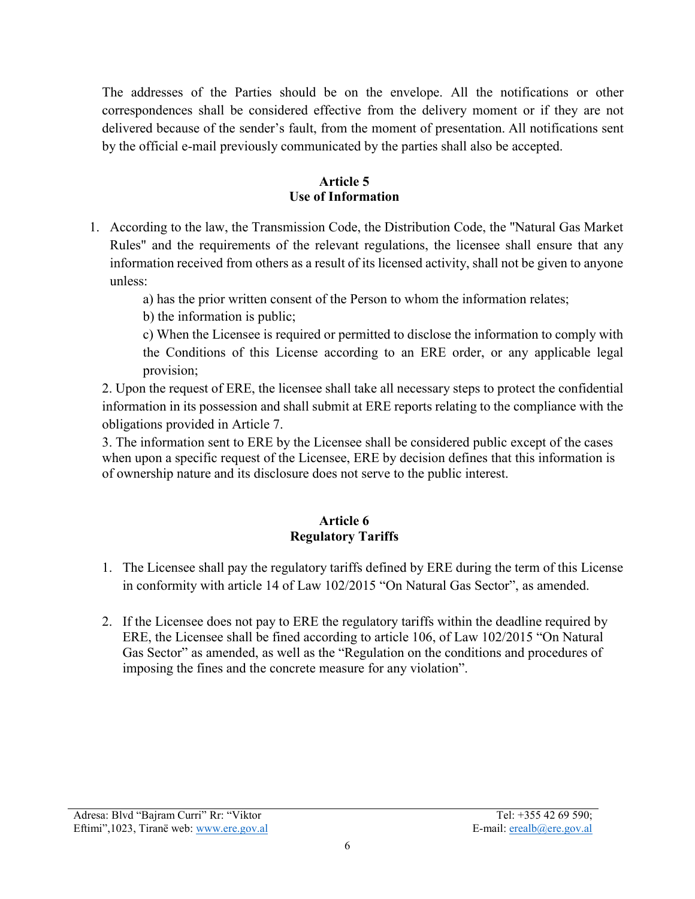The addresses of the Parties should be on the envelope. All the notifications or other correspondences shall be considered effective from the delivery moment or if they are not delivered because of the sender's fault, from the moment of presentation. All notifications sent by the official e-mail previously communicated by the parties shall also be accepted.

**Article 5**
**Use of Information**

1. According to the law, the Transmission Code, the Distribution Code, the "Natural Gas Market Rules" and the requirements of the relevant regulations, the licensee shall ensure that any information received from others as a result of its licensed activity, shall not be given to anyone unless:

   a) has the prior written consent of the Person to whom the information relates;

   b) the information is public;

   c) When the Licensee is required or permitted to disclose the information to comply with the Conditions of this License according to an ERE order, or any applicable legal provision;

2. Upon the request of ERE, the licensee shall take all necessary steps to protect the confidential information in its possession and shall submit at ERE reports relating to the compliance with the obligations provided in Article 7.

3. The information sent to ERE by the Licensee shall be considered public except of the cases when upon a specific request of the Licensee, ERE by decision defines that this information is of ownership nature and its disclosure does not serve to the public interest.

**Article 6**
**Regulatory Tariffs**

1. The Licensee shall pay the regulatory tariffs defined by ERE during the term of this License in conformity with article 14 of Law 102/2015 "On Natural Gas Sector", as amended.

2. If the Licensee does not pay to ERE the regulatory tariffs within the deadline required by ERE, the Licensee shall be fined according to article 106, of Law 102/2015 "On Natural Gas Sector" as amended, as well as the "Regulation on the conditions and procedures of imposing the fines and the concrete measure for any violation".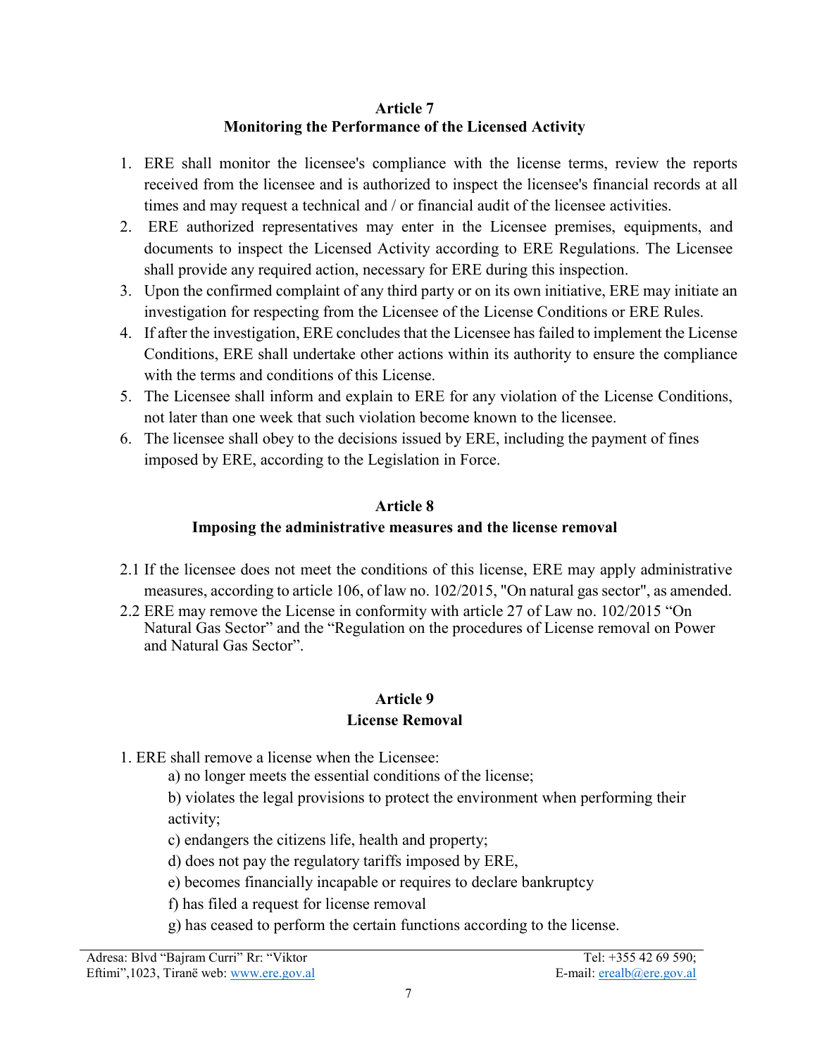## Article 7
## Monitoring the Performance of the Licensed Activity

1. ERE shall monitor the licensee's compliance with the license terms, review the reports received from the licensee and is authorized to inspect the licensee's financial records at all times and may request a technical and / or financial audit of the licensee activities.
2. ERE authorized representatives may enter in the Licensee premises, equipments, and documents to inspect the Licensed Activity according to ERE Regulations. The Licensee shall provide any required action, necessary for ERE during this inspection.
3. Upon the confirmed complaint of any third party or on its own initiative, ERE may initiate an investigation for respecting from the Licensee of the License Conditions or ERE Rules.
4. If after the investigation, ERE concludes that the Licensee has failed to implement the License Conditions, ERE shall undertake other actions within its authority to ensure the compliance with the terms and conditions of this License.
5. The Licensee shall inform and explain to ERE for any violation of the License Conditions, not later than one week that such violation become known to the licensee.
6. The licensee shall obey to the decisions issued by ERE, including the payment of fines imposed by ERE, according to the Legislation in Force.

## Article 8
## Imposing the administrative measures and the license removal

2.1 If the licensee does not meet the conditions of this license, ERE may apply administrative measures, according to article 106, of law no. 102/2015, "On natural gas sector", as amended.

2.2 ERE may remove the License in conformity with article 27 of Law no. 102/2015 "On Natural Gas Sector" and the "Regulation on the procedures of License removal on Power and Natural Gas Sector".

## Article 9
## License Removal

1. ERE shall remove a license when the Licensee:
   - a) no longer meets the essential conditions of the license;
   - b) violates the legal provisions to protect the environment when performing their activity;
   - c) endangers the citizens life, health and property;
   - d) does not pay the regulatory tariffs imposed by ERE,
   - e) becomes financially incapable or requires to declare bankruptcy
   - f) has filed a request for license removal
   - g) has ceased to perform the certain functions according to the license.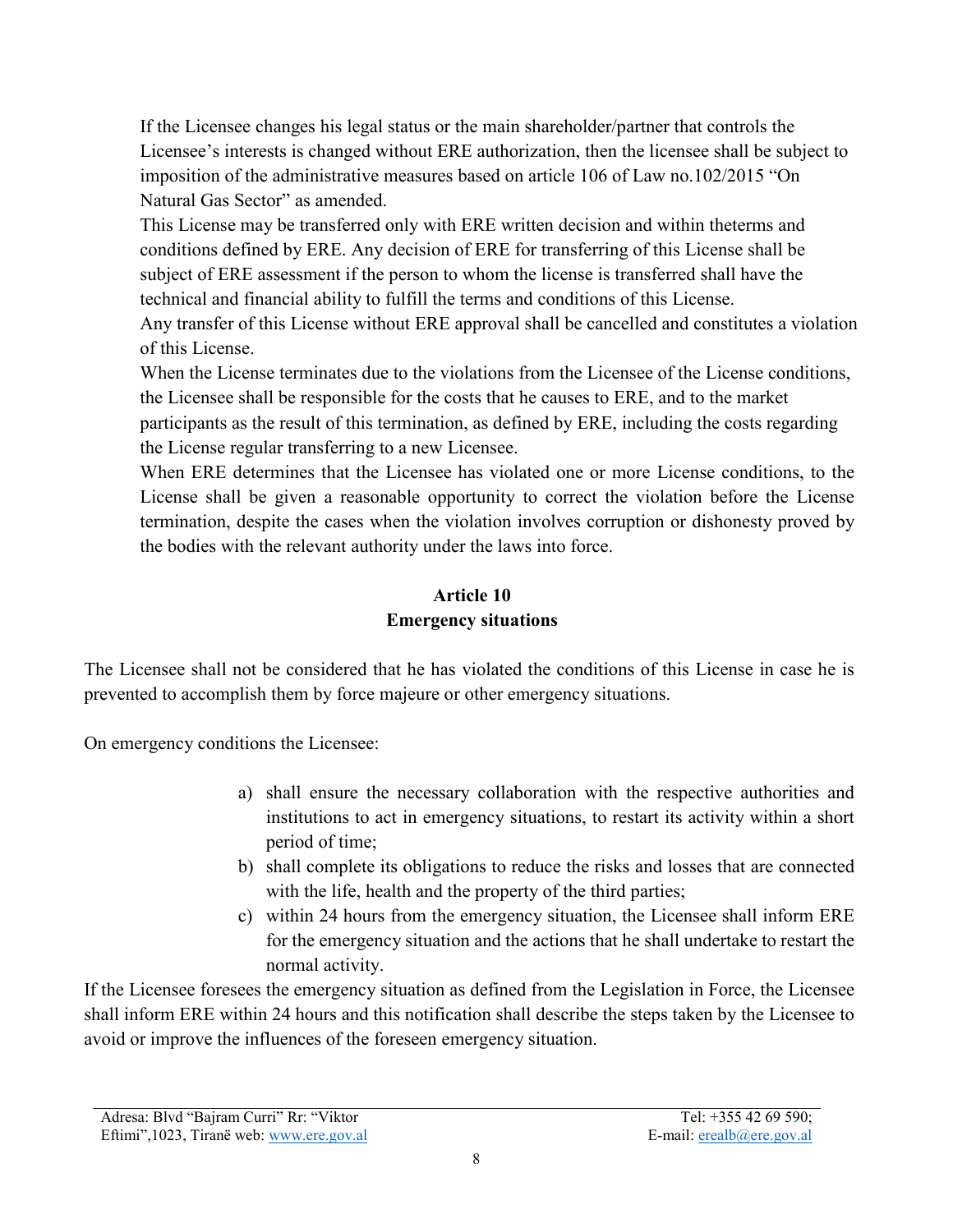If the Licensee changes his legal status or the main shareholder/partner that controls the Licensee's interests is changed without ERE authorization, then the licensee shall be subject to imposition of the administrative measures based on article 106 of Law no.102/2015 "On Natural Gas Sector" as amended.

This License may be transferred only with ERE written decision and within theterms and conditions defined by ERE. Any decision of ERE for transferring of this License shall be subject of ERE assessment if the person to whom the license is transferred shall have the technical and financial ability to fulfill the terms and conditions of this License.

Any transfer of this License without ERE approval shall be cancelled and constitutes a violation of this License.

When the License terminates due to the violations from the Licensee of the License conditions, the Licensee shall be responsible for the costs that he causes to ERE, and to the market participants as the result of this termination, as defined by ERE, including the costs regarding the License regular transferring to a new Licensee.

When ERE determines that the Licensee has violated one or more License conditions, to the License shall be given a reasonable opportunity to correct the violation before the License termination, despite the cases when the violation involves corruption or dishonesty proved by the bodies with the relevant authority under the laws into force.

## Article 10
## Emergency situations

The Licensee shall not be considered that he has violated the conditions of this License in case he is prevented to accomplish them by force majeure or other emergency situations.

On emergency conditions the Licensee:

a) shall ensure the necessary collaboration with the respective authorities and institutions to act in emergency situations, to restart its activity within a short period of time;
b) shall complete its obligations to reduce the risks and losses that are connected with the life, health and the property of the third parties;
c) within 24 hours from the emergency situation, the Licensee shall inform ERE for the emergency situation and the actions that he shall undertake to restart the normal activity.

If the Licensee foresees the emergency situation as defined from the Legislation in Force, the Licensee shall inform ERE within 24 hours and this notification shall describe the steps taken by the Licensee to avoid or improve the influences of the foreseen emergency situation.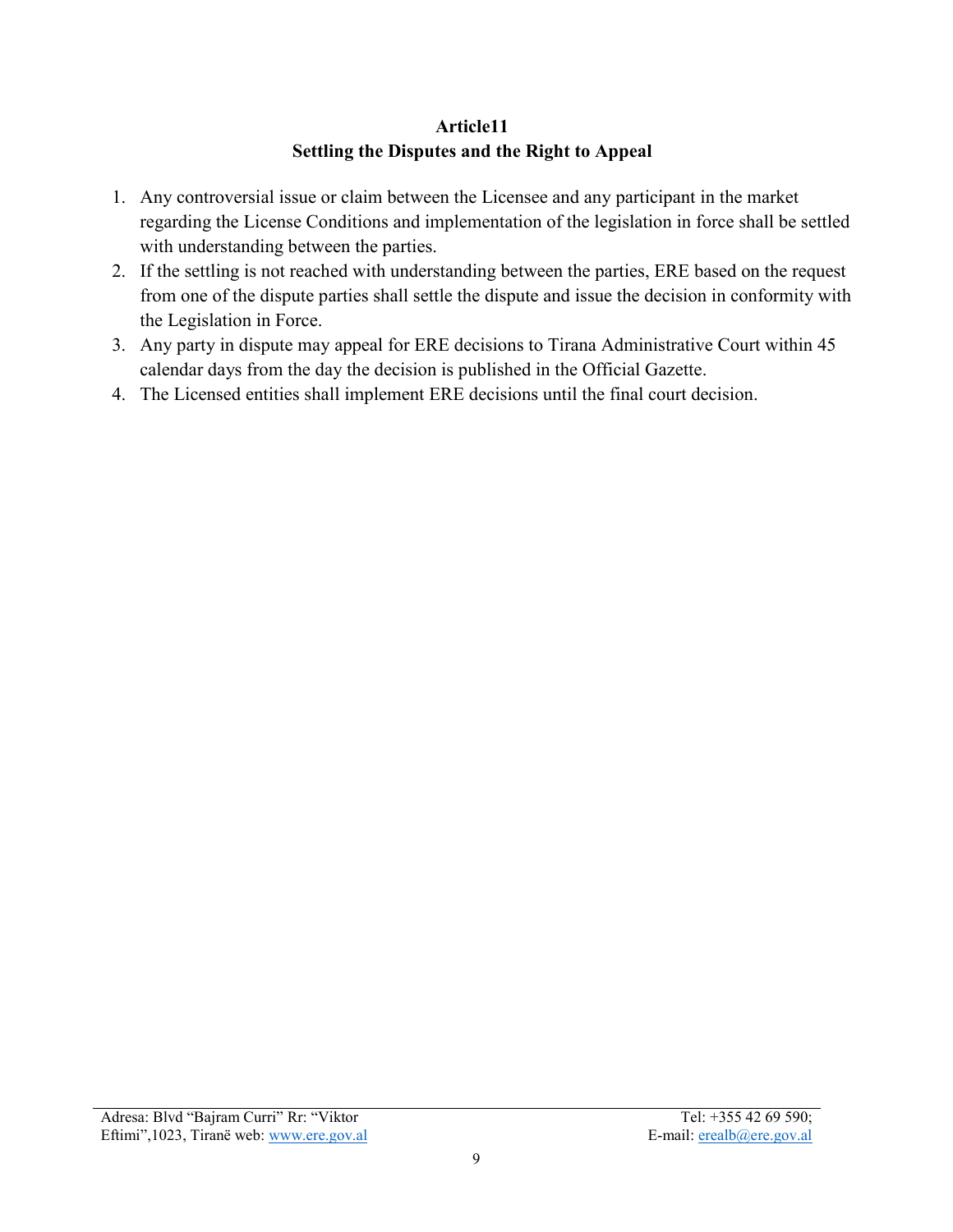## Article11
## Settling the Disputes and the Right to Appeal

1. Any controversial issue or claim between the Licensee and any participant in the market regarding the License Conditions and implementation of the legislation in force shall be settled with understanding between the parties.
2. If the settling is not reached with understanding between the parties, ERE based on the request from one of the dispute parties shall settle the dispute and issue the decision in conformity with the Legislation in Force.
3. Any party in dispute may appeal for ERE decisions to Tirana Administrative Court within 45 calendar days from the day the decision is published in the Official Gazette.
4. The Licensed entities shall implement ERE decisions until the final court decision.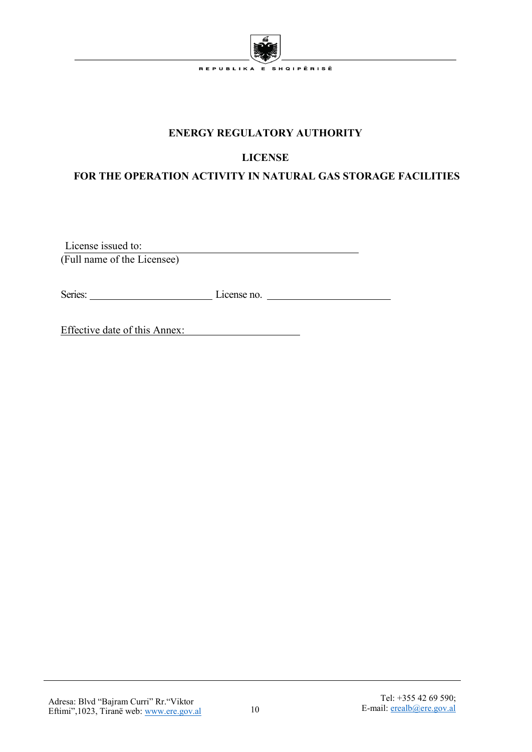REPUBLIKA E SHQIPËRISË

**ENERGY REGULATORY AUTHORITY**

**LICENSE**

**FOR THE OPERATION ACTIVITY IN NATURAL GAS STORAGE FACILITIES**

License issued to: ________________________________________________
(Full name of the Licensee)

Series: ______________________ License no. ______________________

Effective date of this Annex: ____________________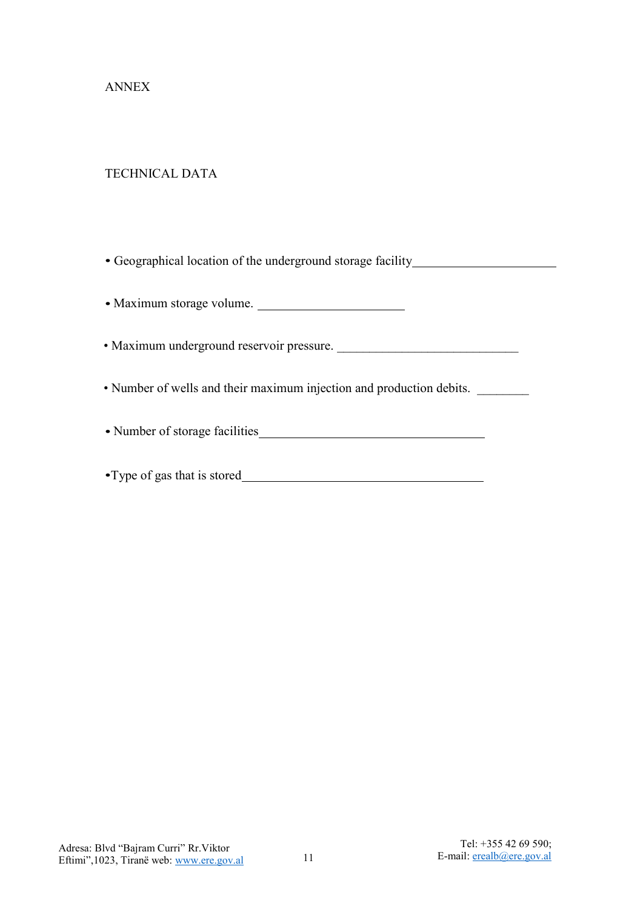ANNEX

TECHNICAL DATA

- Geographical location of the underground storage facility______________________
- Maximum storage volume. ______________________
- Maximum underground reservoir pressure. ____________________________
- Number of wells and their maximum injection and production debits. ________
- Number of storage facilities__________________________________
- Type of gas that is stored____________________________________